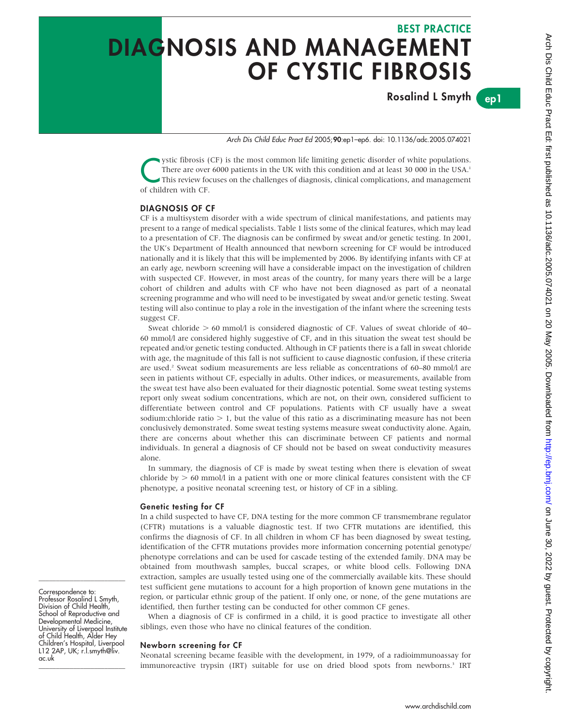BEST PRACTICE

# DIAGNOSIS AND MANAGEMENT OF CYSTIC FIBROSIS

**Rosalind L Smyth**

*Arch Dis Child Educ Pract Ed* 2005;**90**:ep1–ep6. doi: 10.1136/adc.2005.074021

Cystic fibrosis (CF) is the most common life limiting genetic disorder of white populations. There are over 6000 patients in the UK with this condition and at least 30 000 in the USA.[1] This review focuses on the challenges of diagnosis, clinical complications, and management of children with CF.

## DIAGNOSIS OF CF

CF is a multisystem disorder with a wide spectrum of clinical manifestations, and patients may present to a range of medical specialists. Table 1 lists some of the clinical features, which may lead to a presentation of CF. The diagnosis can be confirmed by sweat and/or genetic testing. In 2001, the UK's Department of Health announced that newborn screening for CF would be introduced nationally and it is likely that this will be implemented by 2006. By identifying infants with CF at an early age, newborn screening will have a considerable impact on the investigation of children with suspected CF. However, in most areas of the country, for many years there will be a large cohort of children and adults with CF who have not been diagnosed as part of a neonatal screening programme and who will need to be investigated by sweat and/or genetic testing. Sweat testing will also continue to play a role in the investigation of the infant where the screening tests suggest CF.

Sweat chloride $>$ 60 mmol/l is considered diagnostic of CF. Values of sweat chloride of 40–60 mmol/l are considered highly suggestive of CF, and in this situation the sweat test should be repeated and/or genetic testing conducted. Although in CF patients there is a fall in sweat chloride with age, the magnitude of this fall is not sufficient to cause diagnostic confusion, if these criteria are used.[2] Sweat sodium measurements are less reliable as concentrations of 60–80 mmol/l are seen in patients without CF, especially in adults. Other indices, or measurements, available from the sweat test have also been evaluated for their diagnostic potential. Some sweat testing systems report only sweat sodium concentrations, which are not, on their own, considered sufficient to differentiate between control and CF populations. Patients with CF usually have a sweat sodium:chloride ratio $>$ 1, but the value of this ratio as a discriminating measure has not been conclusively demonstrated. Some sweat testing systems measure sweat conductivity alone. Again, there are concerns about whether this can discriminate between CF patients and normal individuals. In general a diagnosis of CF should not be based on sweat conductivity measures alone.

In summary, the diagnosis of CF is made by sweat testing when there is elevation of sweat chloride by $>$ 60 mmol/l in a patient with one or more clinical features consistent with the CF phenotype, a positive neonatal screening test, or history of CF in a sibling.

### Genetic testing for CF

In a child suspected to have CF, DNA testing for the more common CF transmembrane regulator (CFTR) mutations is a valuable diagnostic test. If two CFTR mutations are identified, this confirms the diagnosis of CF. In all children in whom CF has been diagnosed by sweat testing, identification of the CFTR mutations provides more information concerning potential genotype/phenotype correlations and can be used for cascade testing of the extended family. DNA may be obtained from mouthwash samples, buccal scrapes, or white blood cells. Following DNA extraction, samples are usually tested using one of the commercially available kits. These should test sufficient gene mutations to account for a high proportion of known gene mutations in the region, or particular ethnic group of the patient. If only one, or none, of the gene mutations are identified, then further testing can be conducted for other common CF genes.

When a diagnosis of CF is confirmed in a child, it is good practice to investigate all other siblings, even those who have no clinical features of the condition.

### Newborn screening for CF

Neonatal screening became feasible with the development, in 1979, of a radioimmunoassay for immunoreactive trypsin (IRT) suitable for use on dried blood spots from newborns.[3] IRT

---

Correspondence to: Professor Rosalind L Smyth, Division of Child Health, School of Reproductive and Developmental Medicine, University of Liverpool Institute of Child Health, Alder Hey Children's Hospital, Liverpool L12 2AP, UK; r.l.smyth@liv.ac.uk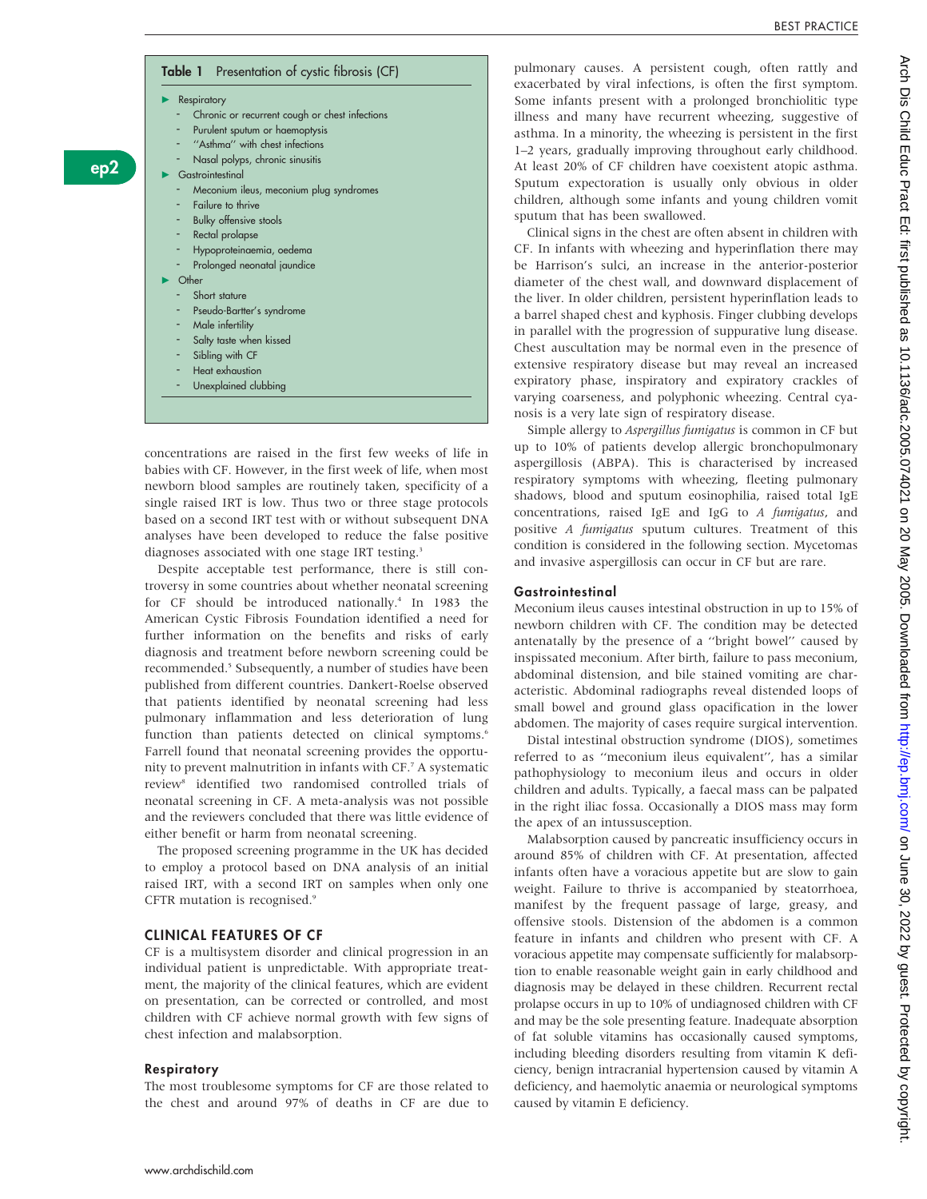**Table 1** Presentation of cystic fibrosis (CF)

- Respiratory
  - Chronic or recurrent cough or chest infections
  - Purulent sputum or haemoptysis
  - "Asthma" with chest infections
  - Nasal polyps, chronic sinusitis
- Gastrointestinal
  - Meconium ileus, meconium plug syndromes
  - Failure to thrive
  - Bulky offensive stools
  - Rectal prolapse
  - Hypoproteinaemia, oedema
  - Prolonged neonatal jaundice
- Other
  - Short stature
  - Pseudo-Bartter's syndrome
  - Male infertility
  - Salty taste when kissed
  - Sibling with CF
  - Heat exhaustion
  - Unexplained clubbing

concentrations are raised in the first few weeks of life in babies with CF. However, in the first week of life, when most newborn blood samples are routinely taken, specificity of a single raised IRT is low. Thus two or three stage protocols based on a second IRT test with or without subsequent DNA analyses have been developed to reduce the false positive diagnoses associated with one stage IRT testing.[3]

Despite acceptable test performance, there is still controversy in some countries about whether neonatal screening for CF should be introduced nationally.[4] In 1983 the American Cystic Fibrosis Foundation identified a need for further information on the benefits and risks of early diagnosis and treatment before newborn screening could be recommended.[5] Subsequently, a number of studies have been published from different countries. Dankert-Roelse observed that patients identified by neonatal screening had less pulmonary inflammation and less deterioration of lung function than patients detected on clinical symptoms.[6] Farrell found that neonatal screening provides the opportunity to prevent malnutrition in infants with CF.[7] A systematic review[8] identified two randomised controlled trials of neonatal screening in CF. A meta-analysis was not possible and the reviewers concluded that there was little evidence of either benefit or harm from neonatal screening.

The proposed screening programme in the UK has decided to employ a protocol based on DNA analysis of an initial raised IRT, with a second IRT on samples when only one CFTR mutation is recognised.[9]

## CLINICAL FEATURES OF CF

CF is a multisystem disorder and clinical progression in an individual patient is unpredictable. With appropriate treatment, the majority of the clinical features, which are evident on presentation, can be corrected or controlled, and most children with CF achieve normal growth with few signs of chest infection and malabsorption.

### Respiratory

The most troublesome symptoms for CF are those related to the chest and around 97% of deaths in CF are due to pulmonary causes. A persistent cough, often rattly and exacerbated by viral infections, is often the first symptom. Some infants present with a prolonged bronchiolitic type illness and many have recurrent wheezing, suggestive of asthma. In a minority, the wheezing is persistent in the first 1–2 years, gradually improving throughout early childhood. At least 20% of CF children have coexistent atopic asthma. Sputum expectoration is usually only obvious in older children, although some infants and young children vomit sputum that has been swallowed.

Clinical signs in the chest are often absent in children with CF. In infants with wheezing and hyperinflation there may be Harrison's sulci, an increase in the anterior-posterior diameter of the chest wall, and downward displacement of the liver. In older children, persistent hyperinflation leads to a barrel shaped chest and kyphosis. Finger clubbing develops in parallel with the progression of suppurative lung disease. Chest auscultation may be normal even in the presence of extensive respiratory disease but may reveal an increased expiratory phase, inspiratory and expiratory crackles of varying coarseness, and polyphonic wheezing. Central cyanosis is a very late sign of respiratory disease.

Simple allergy to *Aspergillus fumigatus* is common in CF but up to 10% of patients develop allergic bronchopulmonary aspergillosis (ABPA). This is characterised by increased respiratory symptoms with wheezing, fleeting pulmonary shadows, blood and sputum eosinophilia, raised total IgE concentrations, raised IgE and IgG to *A fumigatus*, and positive *A fumigatus* sputum cultures. Treatment of this condition is considered in the following section. Mycetomas and invasive aspergillosis can occur in CF but are rare.

### Gastrointestinal

Meconium ileus causes intestinal obstruction in up to 15% of newborn children with CF. The condition may be detected antenatally by the presence of a "bright bowel" caused by inspissated meconium. After birth, failure to pass meconium, abdominal distension, and bile stained vomiting are characteristic. Abdominal radiographs reveal distended loops of small bowel and ground glass opacification in the lower abdomen. The majority of cases require surgical intervention.

Distal intestinal obstruction syndrome (DIOS), sometimes referred to as "meconium ileus equivalent", has a similar pathophysiology to meconium ileus and occurs in older children and adults. Typically, a faecal mass can be palpated in the right iliac fossa. Occasionally a DIOS mass may form the apex of an intussusception.

Malabsorption caused by pancreatic insufficiency occurs in around 85% of children with CF. At presentation, affected infants often have a voracious appetite but are slow to gain weight. Failure to thrive is accompanied by steatorrhoea, manifest by the frequent passage of large, greasy, and offensive stools. Distension of the abdomen is a common feature in infants and children who present with CF. A voracious appetite may compensate sufficiently for malabsorption to enable reasonable weight gain in early childhood and diagnosis may be delayed in these children. Recurrent rectal prolapse occurs in up to 10% of undiagnosed children with CF and may be the sole presenting feature. Inadequate absorption of fat soluble vitamins has occasionally caused symptoms, including bleeding disorders resulting from vitamin K deficiency, benign intracranial hypertension caused by vitamin A deficiency, and haemolytic anaemia or neurological symptoms caused by vitamin E deficiency.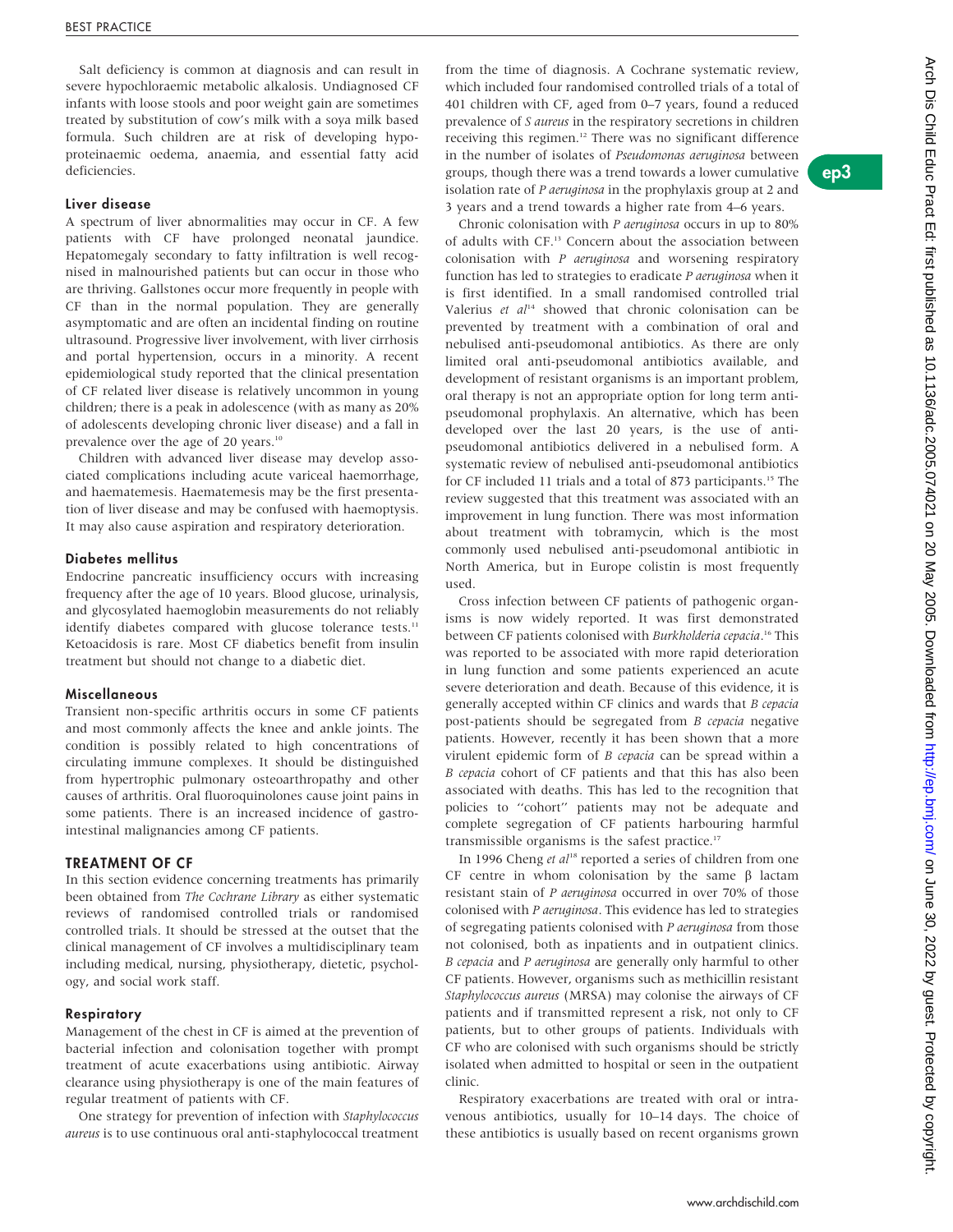Salt deficiency is common at diagnosis and can result in severe hypochloraemic metabolic alkalosis. Undiagnosed CF infants with loose stools and poor weight gain are sometimes treated by substitution of cow's milk with a soya milk based formula. Such children are at risk of developing hypoproteinaemic oedema, anaemia, and essential fatty acid deficiencies.

### Liver disease

A spectrum of liver abnormalities may occur in CF. A few patients with CF have prolonged neonatal jaundice. Hepatomegaly secondary to fatty infiltration is well recognised in malnourished patients but can occur in those who are thriving. Gallstones occur more frequently in people with CF than in the normal population. They are generally asymptomatic and are often an incidental finding on routine ultrasound. Progressive liver involvement, with liver cirrhosis and portal hypertension, occurs in a minority. A recent epidemiological study reported that the clinical presentation of CF related liver disease is relatively uncommon in young children; there is a peak in adolescence (with as many as 20% of adolescents developing chronic liver disease) and a fall in prevalence over the age of 20 years.[10]

Children with advanced liver disease may develop associated complications including acute variceal haemorrhage, and haematemesis. Haematemesis may be the first presentation of liver disease and may be confused with haemoptysis. It may also cause aspiration and respiratory deterioration.

### Diabetes mellitus

Endocrine pancreatic insufficiency occurs with increasing frequency after the age of 10 years. Blood glucose, urinalysis, and glycosylated haemoglobin measurements do not reliably identify diabetes compared with glucose tolerance tests.[11] Ketoacidosis is rare. Most CF diabetics benefit from insulin treatment but should not change to a diabetic diet.

### Miscellaneous

Transient non-specific arthritis occurs in some CF patients and most commonly affects the knee and ankle joints. The condition is possibly related to high concentrations of circulating immune complexes. It should be distinguished from hypertrophic pulmonary osteoarthropathy and other causes of arthritis. Oral fluoroquinolones cause joint pains in some patients. There is an increased incidence of gastrointestinal malignancies among CF patients.

## TREATMENT OF CF

In this section evidence concerning treatments has primarily been obtained from *The Cochrane Library* as either systematic reviews of randomised controlled trials or randomised controlled trials. It should be stressed at the outset that the clinical management of CF involves a multidisciplinary team including medical, nursing, physiotherapy, dietetic, psychology, and social work staff.

### Respiratory

Management of the chest in CF is aimed at the prevention of bacterial infection and colonisation together with prompt treatment of acute exacerbations using antibiotic. Airway clearance using physiotherapy is one of the main features of regular treatment of patients with CF.

One strategy for prevention of infection with *Staphylococcus aureus* is to use continuous oral anti-staphylococcal treatment from the time of diagnosis. A Cochrane systematic review, which included four randomised controlled trials of a total of 401 children with CF, aged from 0–7 years, found a reduced prevalence of *S aureus* in the respiratory secretions in children receiving this regimen.[12] There was no significant difference in the number of isolates of *Pseudomonas aeruginosa* between groups, though there was a trend towards a lower cumulative isolation rate of *P aeruginosa* in the prophylaxis group at 2 and 3 years and a trend towards a higher rate from 4–6 years.

Chronic colonisation with *P aeruginosa* occurs in up to 80% of adults with CF.[13] Concern about the association between colonisation with *P aeruginosa* and worsening respiratory function has led to strategies to eradicate *P aeruginosa* when it is first identified. In a small randomised controlled trial Valerius *et al*[14] showed that chronic colonisation can be prevented by treatment with a combination of oral and nebulised anti-pseudomonal antibiotics. As there are only limited oral anti-pseudomonal antibiotics available, and development of resistant organisms is an important problem, oral therapy is not an appropriate option for long term anti-pseudomonal prophylaxis. An alternative, which has been developed over the last 20 years, is the use of anti-pseudomonal antibiotics delivered in a nebulised form. A systematic review of nebulised anti-pseudomonal antibiotics for CF included 11 trials and a total of 873 participants.[15] The review suggested that this treatment was associated with an improvement in lung function. There was most information about treatment with tobramycin, which is the most commonly used nebulised anti-pseudomonal antibiotic in North America, but in Europe colistin is most frequently used.

Cross infection between CF patients of pathogenic organisms is now widely reported. It was first demonstrated between CF patients colonised with *Burkholderia cepacia*.[16] This was reported to be associated with more rapid deterioration in lung function and some patients experienced an acute severe deterioration and death. Because of this evidence, it is generally accepted within CF clinics and wards that *B cepacia* post-patients should be segregated from *B cepacia* negative patients. However, recently it has been shown that a more virulent epidemic form of *B cepacia* can be spread within a *B cepacia* cohort of CF patients and that this has also been associated with deaths. This has led to the recognition that policies to "cohort" patients may not be adequate and complete segregation of CF patients harbouring harmful transmissible organisms is the safest practice.[17]

In 1996 Cheng *et al*[18] reported a series of children from one CF centre in whom colonisation by the same β lactam resistant stain of *P aeruginosa* occurred in over 70% of those colonised with *P aeruginosa*. This evidence has led to strategies of segregating patients colonised with *P aeruginosa* from those not colonised, both as inpatients and in outpatient clinics. *B cepacia* and *P aeruginosa* are generally only harmful to other CF patients. However, organisms such as methicillin resistant *Staphylococcus aureus* (MRSA) may colonise the airways of CF patients and if transmitted represent a risk, not only to CF patients, but to other groups of patients. Individuals with CF who are colonised with such organisms should be strictly isolated when admitted to hospital or seen in the outpatient clinic.

Respiratory exacerbations are treated with oral or intravenous antibiotics, usually for 10–14 days. The choice of these antibiotics is usually based on recent organisms grown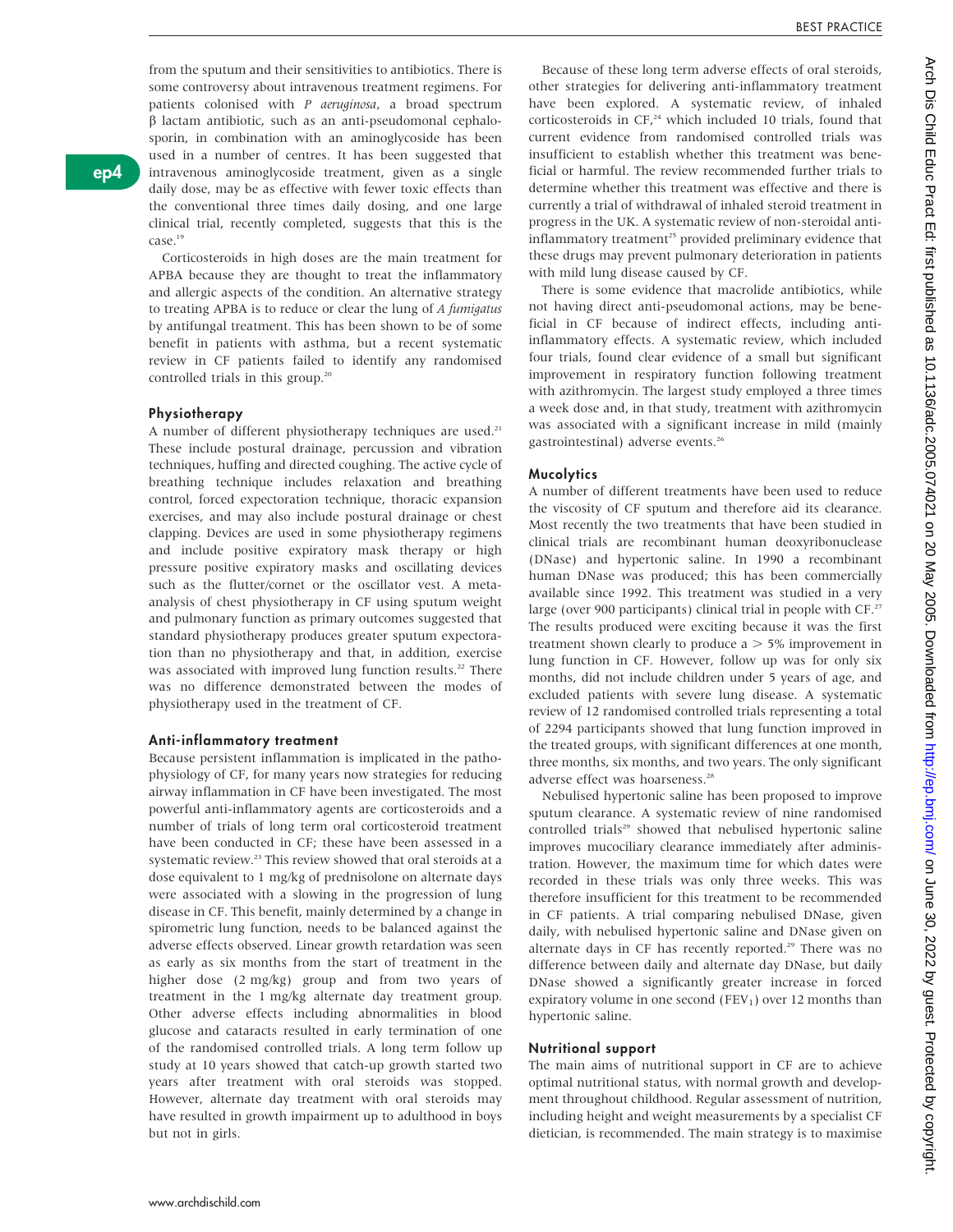from the sputum and their sensitivities to antibiotics. There is some controversy about intravenous treatment regimens. For patients colonised with *P aeruginosa*, a broad spectrum β lactam antibiotic, such as an anti-pseudomonal cephalosporin, in combination with an aminoglycoside has been used in a number of centres. It has been suggested that intravenous aminoglycoside treatment, given as a single daily dose, may be as effective with fewer toxic effects than the conventional three times daily dosing, and one large clinical trial, recently completed, suggests that this is the case.[19]

Corticosteroids in high doses are the main treatment for APBA because they are thought to treat the inflammatory and allergic aspects of the condition. An alternative strategy to treating APBA is to reduce or clear the lung of *A fumigatus* by antifungal treatment. This has been shown to be of some benefit in patients with asthma, but a recent systematic review in CF patients failed to identify any randomised controlled trials in this group.[20]

### Physiotherapy

A number of different physiotherapy techniques are used.[21] These include postural drainage, percussion and vibration techniques, huffing and directed coughing. The active cycle of breathing technique includes relaxation and breathing control, forced expectoration technique, thoracic expansion exercises, and may also include postural drainage or chest clapping. Devices are used in some physiotherapy regimens and include positive expiratory mask therapy or high pressure positive expiratory masks and oscillating devices such as the flutter/cornet or the oscillator vest. A meta-analysis of chest physiotherapy in CF using sputum weight and pulmonary function as primary outcomes suggested that standard physiotherapy produces greater sputum expectoration than no physiotherapy and that, in addition, exercise was associated with improved lung function results.[22] There was no difference demonstrated between the modes of physiotherapy used in the treatment of CF.

### Anti-inflammatory treatment

Because persistent inflammation is implicated in the pathophysiology of CF, for many years now strategies for reducing airway inflammation in CF have been investigated. The most powerful anti-inflammatory agents are corticosteroids and a number of trials of long term oral corticosteroid treatment have been conducted in CF; these have been assessed in a systematic review.[23] This review showed that oral steroids at a dose equivalent to 1 mg/kg of prednisolone on alternate days were associated with a slowing in the progression of lung disease in CF. This benefit, mainly determined by a change in spirometric lung function, needs to be balanced against the adverse effects observed. Linear growth retardation was seen as early as six months from the start of treatment in the higher dose (2 mg/kg) group and from two years of treatment in the 1 mg/kg alternate day treatment group. Other adverse effects including abnormalities in blood glucose and cataracts resulted in early termination of one of the randomised controlled trials. A long term follow up study at 10 years showed that catch-up growth started two years after treatment with oral steroids was stopped. However, alternate day treatment with oral steroids may have resulted in growth impairment up to adulthood in boys but not in girls.

Because of these long term adverse effects of oral steroids, other strategies for delivering anti-inflammatory treatment have been explored. A systematic review, of inhaled corticosteroids in CF,[24] which included 10 trials, found that current evidence from randomised controlled trials was insufficient to establish whether this treatment was beneficial or harmful. The review recommended further trials to determine whether this treatment was effective and there is currently a trial of withdrawal of inhaled steroid treatment in progress in the UK. A systematic review of non-steroidal anti-inflammatory treatment[25] provided preliminary evidence that these drugs may prevent pulmonary deterioration in patients with mild lung disease caused by CF.

There is some evidence that macrolide antibiotics, while not having direct anti-pseudomonal actions, may be beneficial in CF because of indirect effects, including anti-inflammatory effects. A systematic review, which included four trials, found clear evidence of a small but significant improvement in respiratory function following treatment with azithromycin. The largest study employed a three times a week dose and, in that study, treatment with azithromycin was associated with a significant increase in mild (mainly gastrointestinal) adverse events.[26]

### Mucolytics

A number of different treatments have been used to reduce the viscosity of CF sputum and therefore aid its clearance. Most recently the two treatments that have been studied in clinical trials are recombinant human deoxyribonuclease (DNase) and hypertonic saline. In 1990 a recombinant human DNase was produced; this has been commercially available since 1992. This treatment was studied in a very large (over 900 participants) clinical trial in people with CF.[27] The results produced were exciting because it was the first treatment shown clearly to produce a > 5% improvement in lung function in CF. However, follow up was for only six months, did not include children under 5 years of age, and excluded patients with severe lung disease. A systematic review of 12 randomised controlled trials representing a total of 2294 participants showed that lung function improved in the treated groups, with significant differences at one month, three months, six months, and two years. The only significant adverse effect was hoarseness.[28]

Nebulised hypertonic saline has been proposed to improve sputum clearance. A systematic review of nine randomised controlled trials[29] showed that nebulised hypertonic saline improves mucociliary clearance immediately after administration. However, the maximum time for which dates were recorded in these trials was only three weeks. This was therefore insufficient for this treatment to be recommended in CF patients. A trial comparing nebulised DNase, given daily, with nebulised hypertonic saline and DNase given on alternate days in CF has recently reported.[29] There was no difference between daily and alternate day DNase, but daily DNase showed a significantly greater increase in forced expiratory volume in one second ($FEV_1$) over 12 months than hypertonic saline.

### Nutritional support

The main aims of nutritional support in CF are to achieve optimal nutritional status, with normal growth and development throughout childhood. Regular assessment of nutrition, including height and weight measurements by a specialist CF dietician, is recommended. The main strategy is to maximise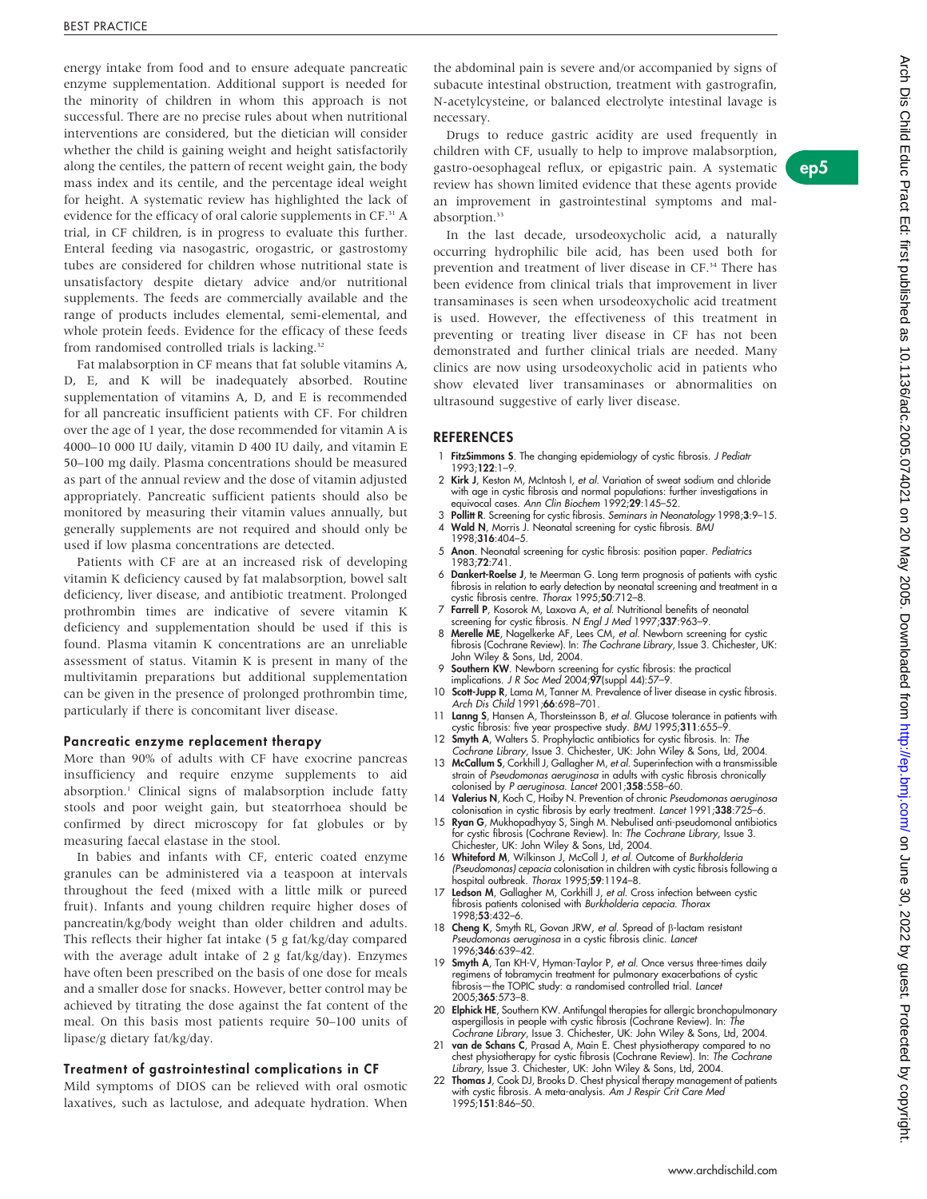energy intake from food and to ensure adequate pancreatic enzyme supplementation. Additional support is needed for the minority of children in whom this approach is not successful. There are no precise rules about when nutritional interventions are considered, but the dietician will consider whether the child is gaining weight and height satisfactorily along the centiles, the pattern of recent weight gain, the body mass index and its centile, and the percentage ideal weight for height. A systematic review has highlighted the lack of evidence for the efficacy of oral calorie supplements in CF.[31] A trial, in CF children, is in progress to evaluate this further. Enteral feeding via nasogastric, orogastric, or gastrostomy tubes are considered for children whose nutritional state is unsatisfactory despite dietary advice and/or nutritional supplements. The feeds are commercially available and the range of products includes elemental, semi-elemental, and whole protein feeds. Evidence for the efficacy of these feeds from randomised controlled trials is lacking.[32]

Fat malabsorption in CF means that fat soluble vitamins A, D, E, and K will be inadequately absorbed. Routine supplementation of vitamins A, D, and E is recommended for all pancreatic insufficient patients with CF. For children over the age of 1 year, the dose recommended for vitamin A is 4000–10 000 IU daily, vitamin D 400 IU daily, and vitamin E 50–100 mg daily. Plasma concentrations should be measured as part of the annual review and the dose of vitamin adjusted appropriately. Pancreatic sufficient patients should also be monitored by measuring their vitamin values annually, but generally supplements are not required and should only be used if low plasma concentrations are detected.

Patients with CF are at an increased risk of developing vitamin K deficiency caused by fat malabsorption, bowel salt deficiency, liver disease, and antibiotic treatment. Prolonged prothrombin times are indicative of severe vitamin K deficiency and supplementation should be used if this is found. Plasma vitamin K concentrations are an unreliable assessment of status. Vitamin K is present in many of the multivitamin preparations but additional supplementation can be given in the presence of prolonged prothrombin time, particularly if there is concomitant liver disease.

### Pancreatic enzyme replacement therapy

More than 90% of adults with CF have exocrine pancreas insufficiency and require enzyme supplements to aid absorption.[1] Clinical signs of malabsorption include fatty stools and poor weight gain, but steatorrhoea should be confirmed by direct microscopy for fat globules or by measuring faecal elastase in the stool.

In babies and infants with CF, enteric coated enzyme granules can be administered via a teaspoon at intervals throughout the feed (mixed with a little milk or pureed fruit). Infants and young children require higher doses of pancreatin/kg/body weight than older children and adults. This reflects their higher fat intake (5 g fat/kg/day compared with the average adult intake of 2 g fat/kg/day). Enzymes have often been prescribed on the basis of one dose for meals and a smaller dose for snacks. However, better control may be achieved by titrating the dose against the fat content of the meal. On this basis most patients require 50–100 units of lipase/g dietary fat/kg/day.

### Treatment of gastrointestinal complications in CF

Mild symptoms of DIOS can be relieved with oral osmotic laxatives, such as lactulose, and adequate hydration. When the abdominal pain is severe and/or accompanied by signs of subacute intestinal obstruction, treatment with gastrografin, N-acetylcysteine, or balanced electrolyte intestinal lavage is necessary.

Drugs to reduce gastric acidity are used frequently in children with CF, usually to help to improve malabsorption, gastro-oesophageal reflux, or epigastric pain. A systematic review has shown limited evidence that these agents provide an improvement in gastrointestinal symptoms and malabsorption.[33]

In the last decade, ursodeoxycholic acid, a naturally occurring hydrophilic bile acid, has been used both for prevention and treatment of liver disease in CF.[34] There has been evidence from clinical trials that improvement in liver transaminases is seen when ursodeoxycholic acid treatment is used. However, the effectiveness of this treatment in preventing or treating liver disease in CF has not been demonstrated and further clinical trials are needed. Many clinics are now using ursodeoxycholic acid in patients who show elevated liver transaminases or abnormalities on ultrasound suggestive of early liver disease.

## REFERENCES

1. **FitzSimmons S**. The changing epidemiology of cystic fibrosis. *J Pediatr* 1993;**122**:1–9.
2. **Kirk J**, Keston M, McIntosh I, *et al*. Variation of sweat sodium and chloride with age in cystic fibrosis and normal populations: further investigations in equivocal cases. *Ann Clin Biochem* 1992;**29**:145–52.
3. **Pollitt R**. Screening for cystic fibrosis. *Seminars in Neonatology* 1998;**3**:9–15.
4. **Wald N**, Morris J. Neonatal screening for cystic fibrosis. *BMJ* 1998;**316**:404–5.
5. **Anon**. Neonatal screening for cystic fibrosis: position paper. *Pediatrics* 1983;**72**:741.
6. **Dankert-Roelse J**, te Meerman G. Long term prognosis of patients with cystic fibrosis in relation to early detection by neonatal screening and treatment in a cystic fibrosis centre. *Thorax* 1995;**50**:712–8.
7. **Farrell P**, Kosorok M, Laxova A, *et al*. Nutritional benefits of neonatal screening for cystic fibrosis. *N Engl J Med* 1997;**337**:963–9.
8. **Merelle ME**, Nagelkerke AF, Lees CM, *et al*. Newborn screening for cystic fibrosis (Cochrane Review). In: *The Cochrane Library*, Issue 3. Chichester, UK: John Wiley & Sons, Ltd, 2004.
9. **Southern KW**. Newborn screening for cystic fibrosis: the practical implications. *J R Soc Med* 2004;**97**(suppl 44):57–9.
10. **Scott-Jupp R**, Lama M, Tanner M. Prevalence of liver disease in cystic fibrosis. *Arch Dis Child* 1991;**66**:698–701.
11. **Lanng S**, Hansen A, Thorsteinsson B, *et al*. Glucose tolerance in patients with cystic fibrosis: five year prospective study. *BMJ* 1995;**311**:655–9.
12. **Smyth A**, Walters S. Prophylactic antibiotics for cystic fibrosis. In: *The Cochrane Library*, Issue 3. Chichester, UK: John Wiley & Sons, Ltd, 2004.
13. **McCallum S**, Corkhill J, Gallagher M, *et al*. Superinfection with a transmissible strain of *Pseudomonas aeruginosa* in adults with cystic fibrosis chronically colonised by *P aeruginosa*. *Lancet* 2001;**358**:558–60.
14. **Valerius N**, Koch C, Hoiby N. Prevention of chronic *Pseudomonas aeruginosa* colonisation in cystic fibrosis by early treatment. *Lancet* 1991;**338**:725–6.
15. **Ryan G**, Mukhopadhyay S, Singh M. Nebulised anti-pseudomonal antibiotics for cystic fibrosis (Cochrane Review). In: *The Cochrane Library*, Issue 3. Chichester, UK: John Wiley & Sons, Ltd, 2004.
16. **Whiteford M**, Wilkinson J, McColl J, *et al*. Outcome of *Burkholderia (Pseudomonas) cepacia* colonisation in children with cystic fibrosis following a hospital outbreak. *Thorax* 1995;**59**:1194–8.
17. **Ledson M**, Gallagher M, Corkhill J, *et al*. Cross infection between cystic fibrosis patients colonised with *Burkholderia cepacia*. *Thorax* 1998;**53**:432–6.
18. **Cheng K**, Smyth RL, Govan JRW, *et al*. Spread of β-lactam resistant *Pseudomonas aeruginosa* in a cystic fibrosis clinic. *Lancet* 1996;**346**:639–42.
19. **Smyth A**, Tan KH-V, Hyman-Taylor P, *et al*. Once versus three-times daily regimens of tobramycin treatment for pulmonary exacerbations of cystic fibrosis—the TOPIC study: a randomised controlled trial. *Lancet* 2005;**365**:573–8.
20. **Elphick HE**, Southern KW. Antifungal therapies for allergic bronchopulmonary aspergillosis in people with cystic fibrosis (Cochrane Review). In: *The Cochrane Library*, Issue 3. Chichester, UK: John Wiley & Sons, Ltd, 2004.
21. **van de Schans C**, Prasad A, Main E. Chest physiotherapy compared to no chest physiotherapy for cystic fibrosis (Cochrane Review). In: *The Cochrane Library*, Issue 3. Chichester, UK: John Wiley & Sons, Ltd, 2004.
22. **Thomas J**, Cook DJ, Brooks D. Chest physical therapy management of patients with cystic fibrosis. A meta-analysis. *Am J Respir Crit Care Med* 1995;**151**:846–50.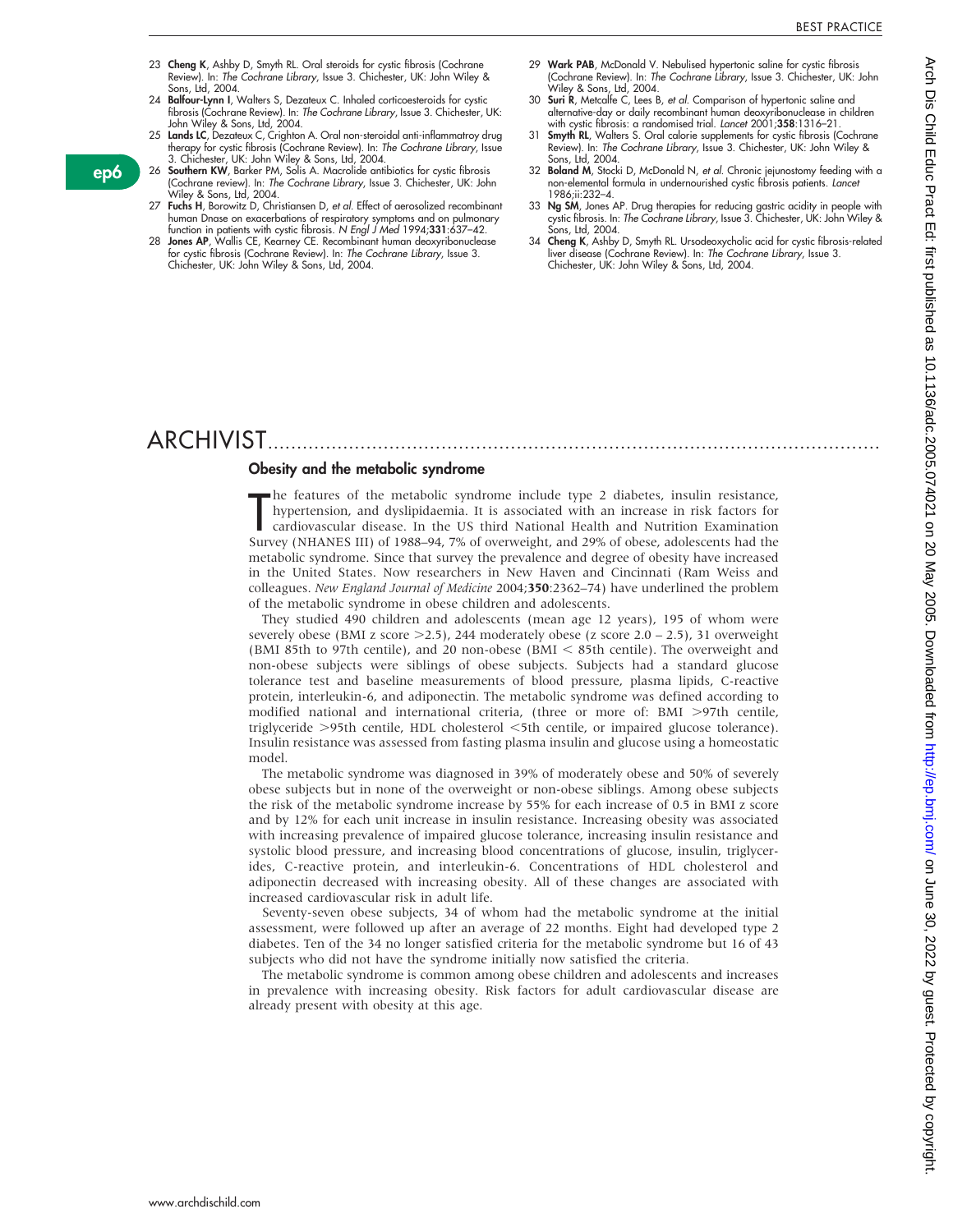23 **Cheng K**, Ashby D, Smyth RL. Oral steroids for cystic fibrosis (Cochrane Review). In: *The Cochrane Library*, Issue 3. Chichester, UK: John Wiley & Sons, Ltd, 2004.

24 **Balfour-Lynn I**, Walters S, Dezateux C. Inhaled corticoesteroids for cystic fibrosis (Cochrane Review). In: *The Cochrane Library*, Issue 3. Chichester, UK: John Wiley & Sons, Ltd, 2004.

25 **Lands LC**, Dezateux C, Crighton A. Oral non-steroidal anti-inflammatroy drug therapy for cystic fibrosis (Cochrane Review). In: *The Cochrane Library*, Issue 3. Chichester, UK: John Wiley & Sons, Ltd, 2004.

26 **Southern KW**, Barker PM, Solis A. Macrolide antibiotics for cystic fibrosis (Cochrane review). In: *The Cochrane Library*, Issue 3. Chichester, UK: John Wiley & Sons, Ltd, 2004.

27 **Fuchs H**, Borowitz D, Christiansen D, *et al*. Effect of aerosolized recombinant human Dnase on exacerbations of respiratory symptoms and on pulmonary function in patients with cystic fibrosis. *N Engl J Med* 1994;**331**:637–42.

28 **Jones AP**, Wallis CE, Kearney CE. Recombinant human deoxyribonuclease for cystic fibrosis (Cochrane Review). In: *The Cochrane Library*, Issue 3. Chichester, UK: John Wiley & Sons, Ltd, 2004.

29 **Wark PAB**, McDonald V. Nebulised hypertonic saline for cystic fibrosis (Cochrane Review). In: *The Cochrane Library*, Issue 3. Chichester, UK: John Wiley & Sons, Ltd, 2004.

30 **Suri R**, Metcalfe C, Lees B, *et al*. Comparison of hypertonic saline and alternative-day or daily recombinant human deoxyribonuclease in children with cystic fibrosis: a randomised trial. *Lancet* 2001;**358**:1316–21.

31 **Smyth RL**, Walters S. Oral calorie supplements for cystic fibrosis (Cochrane Review). In: *The Cochrane Library*, Issue 3. Chichester, UK: John Wiley & Sons, Ltd, 2004.

32 **Boland M**, Stocki D, McDonald N, *et al*. Chronic jejunostomy feeding with a non-elemental formula in undernourished cystic fibrosis patients. *Lancet* 1986;ii:232–4.

33 **Ng SM**, Jones AP. Drug therapies for reducing gastric acidity in people with cystic fibrosis. In: *The Cochrane Library*, Issue 3. Chichester, UK: John Wiley & Sons, Ltd, 2004.

34 **Cheng K**, Ashby D, Smyth RL. Ursodeoxycholic acid for cystic fibrosis-related liver disease (Cochrane Review). In: *The Cochrane Library*, Issue 3. Chichester, UK: John Wiley & Sons, Ltd, 2004.

# ARCHIVIST

## Obesity and the metabolic syndrome

The features of the metabolic syndrome include type 2 diabetes, insulin resistance, hypertension, and dyslipidaemia. It is associated with an increase in risk factors for cardiovascular disease. In the US third National Health and Nutrition Examination Survey (NHANES III) of 1988–94, 7% of overweight, and 29% of obese, adolescents had the metabolic syndrome. Since that survey the prevalence and degree of obesity have increased in the United States. Now researchers in New Haven and Cincinnati (Ram Weiss and colleagues. *New England Journal of Medicine* 2004;**350**:2362–74) have underlined the problem of the metabolic syndrome in obese children and adolescents.

They studied 490 children and adolescents (mean age 12 years), 195 of whom were severely obese (BMI z score >2.5), 244 moderately obese (z score 2.0 – 2.5), 31 overweight (BMI 85th to 97th centile), and 20 non-obese (BMI < 85th centile). The overweight and non-obese subjects were siblings of obese subjects. Subjects had a standard glucose tolerance test and baseline measurements of blood pressure, plasma lipids, C-reactive protein, interleukin-6, and adiponectin. The metabolic syndrome was defined according to modified national and international criteria, (three or more of: BMI >97th centile, triglyceride >95th centile, HDL cholesterol <5th centile, or impaired glucose tolerance). Insulin resistance was assessed from fasting plasma insulin and glucose using a homeostatic model.

The metabolic syndrome was diagnosed in 39% of moderately obese and 50% of severely obese subjects but in none of the overweight or non-obese siblings. Among obese subjects the risk of the metabolic syndrome increase by 55% for each increase of 0.5 in BMI z score and by 12% for each unit increase in insulin resistance. Increasing obesity was associated with increasing prevalence of impaired glucose tolerance, increasing insulin resistance and systolic blood pressure, and increasing blood concentrations of glucose, insulin, triglycerides, C-reactive protein, and interleukin-6. Concentrations of HDL cholesterol and adiponectin decreased with increasing obesity. All of these changes are associated with increased cardiovascular risk in adult life.

Seventy-seven obese subjects, 34 of whom had the metabolic syndrome at the initial assessment, were followed up after an average of 22 months. Eight had developed type 2 diabetes. Ten of the 34 no longer satisfied criteria for the metabolic syndrome but 16 of 43 subjects who did not have the syndrome initially now satisfied the criteria.

The metabolic syndrome is common among obese children and adolescents and increases in prevalence with increasing obesity. Risk factors for adult cardiovascular disease are already present with obesity at this age.